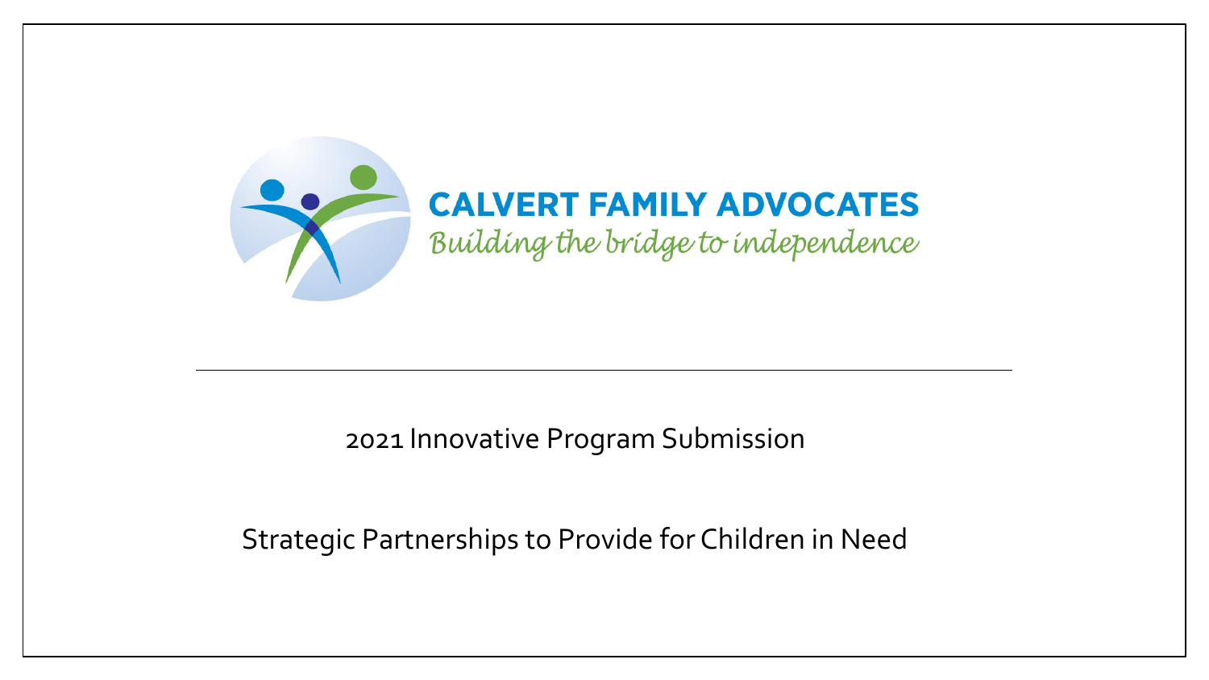# CALVERT FAMILY ADVOCATES

*Building the bridge to independence*

---

2021 Innovative Program Submission

Strategic Partnerships to Provide for Children in Need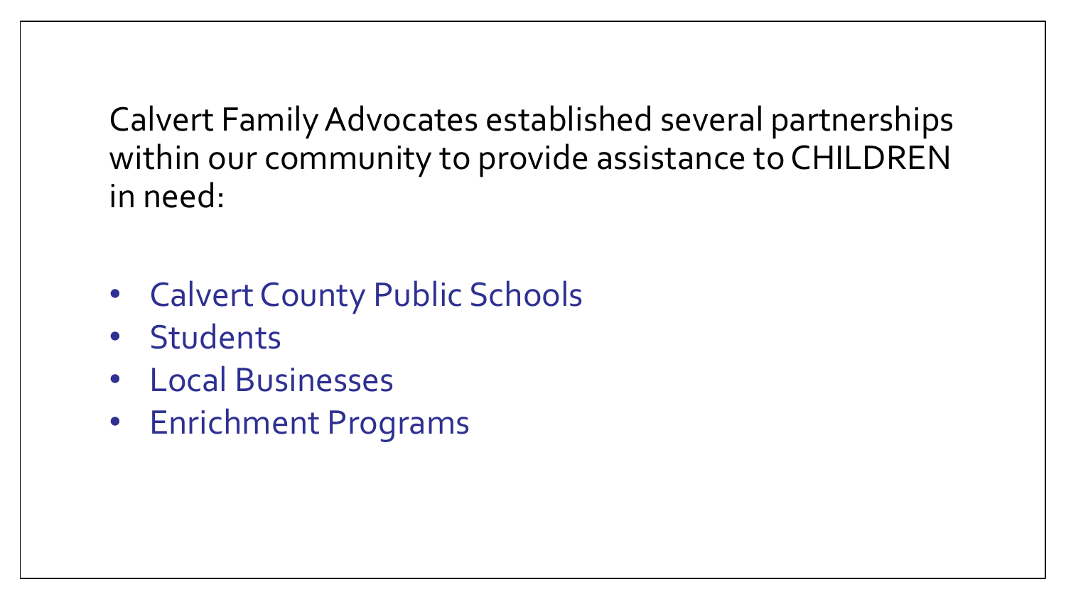Calvert Family Advocates established several partnerships within our community to provide assistance to CHILDREN in need:

- Calvert County Public Schools
- Students
- Local Businesses
- Enrichment Programs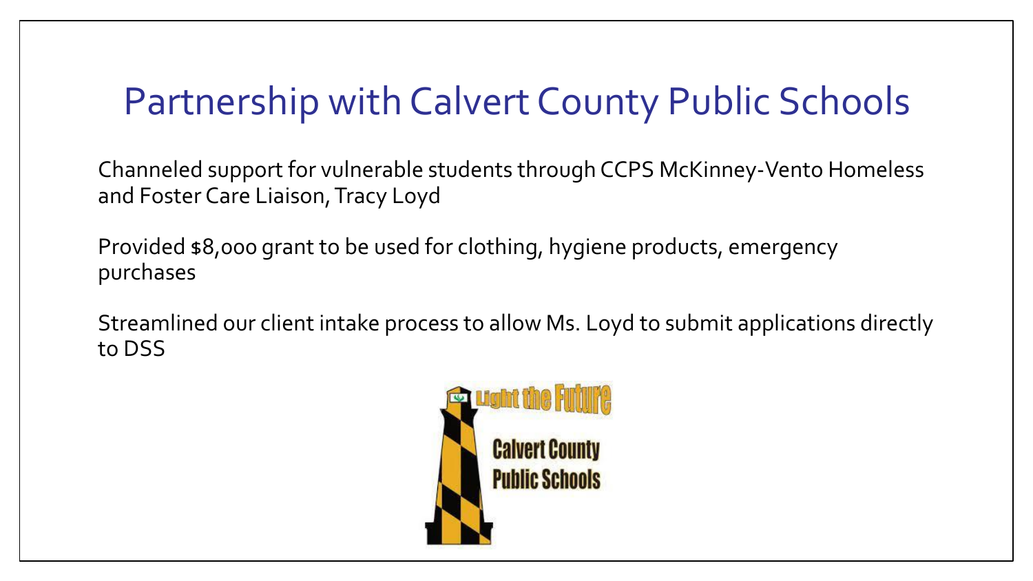# Partnership with Calvert County Public Schools

Channeled support for vulnerable students through CCPS McKinney-Vento Homeless and Foster Care Liaison, Tracy Loyd

Provided $8,000 grant to be used for clothing, hygiene products, emergency purchases

Streamlined our client intake process to allow Ms. Loyd to submit applications directly to DSS

Light the Future

Calvert County Public Schools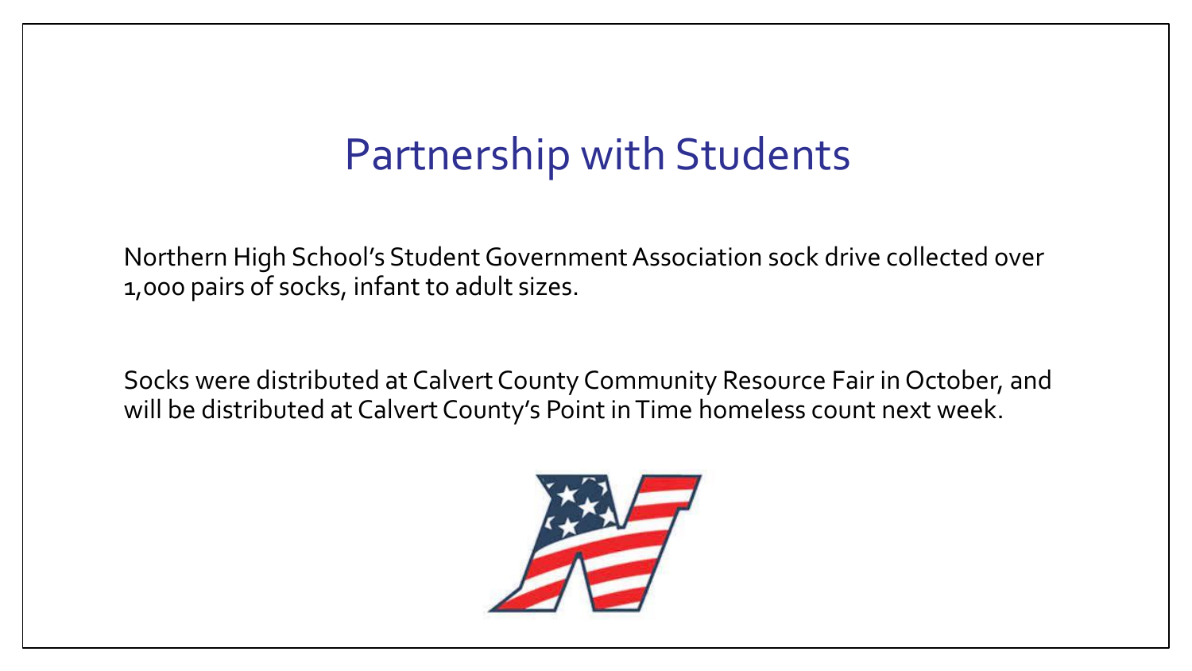# Partnership with Students

Northern High School's Student Government Association sock drive collected over 1,000 pairs of socks, infant to adult sizes.

Socks were distributed at Calvert County Community Resource Fair in October, and will be distributed at Calvert County's Point in Time homeless count next week.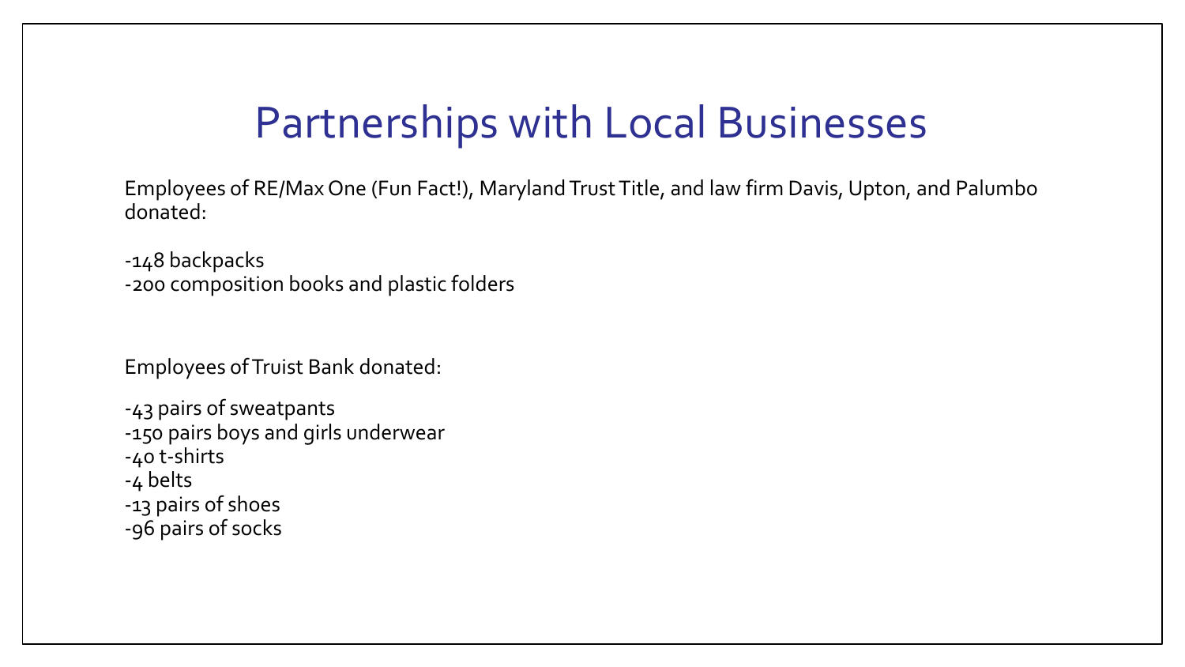# Partnerships with Local Businesses

Employees of RE/Max One (Fun Fact!), Maryland Trust Title, and law firm Davis, Upton, and Palumbo donated:

-148 backpacks
-200 composition books and plastic folders

Employees of Truist Bank donated:

-43 pairs of sweatpants
-150 pairs boys and girls underwear
-40 t-shirts
-4 belts
-13 pairs of shoes
-96 pairs of socks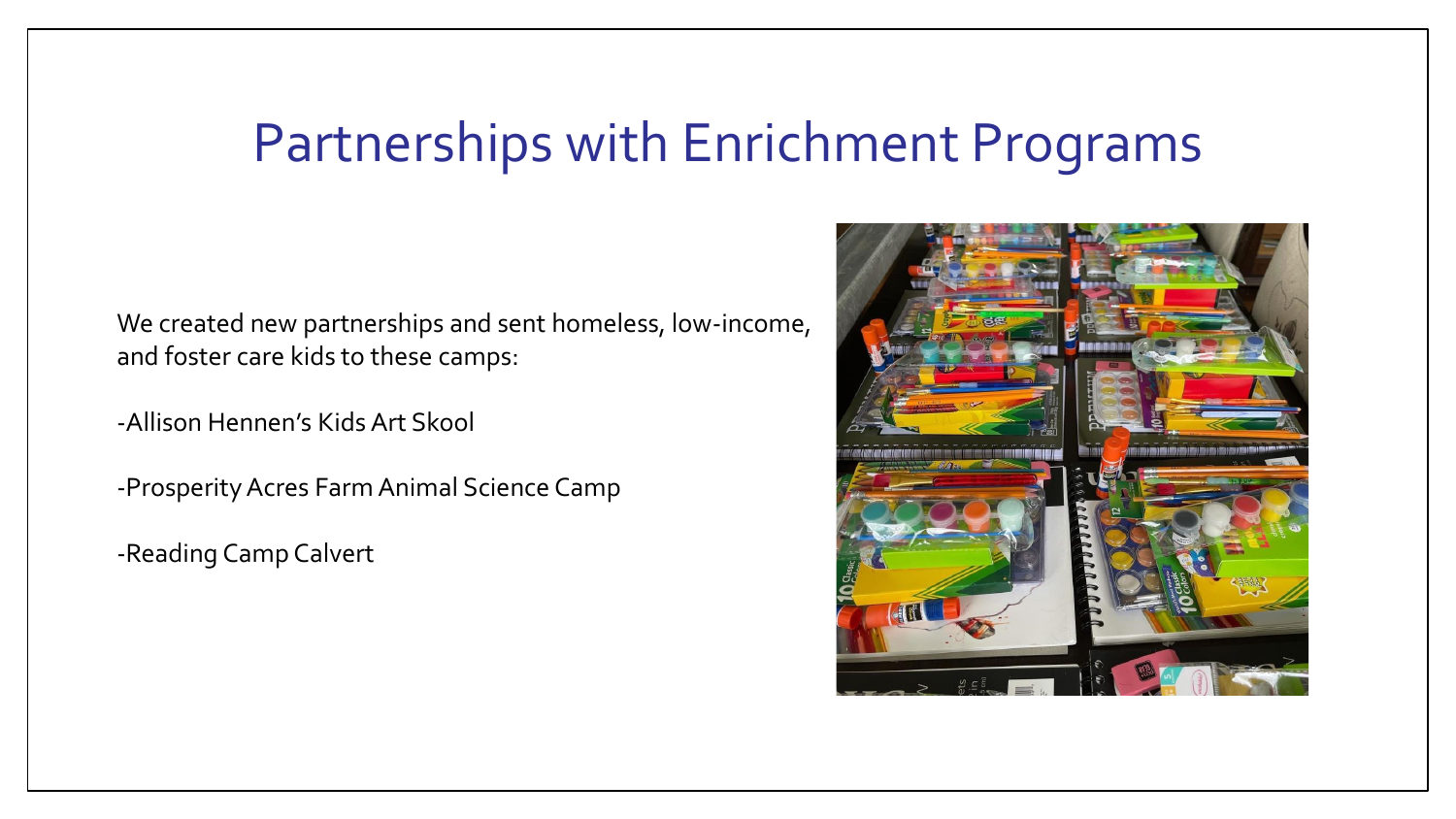# Partnerships with Enrichment Programs

We created new partnerships and sent homeless, low-income, and foster care kids to these camps:

-Allison Hennen's Kids Art Skool

-Prosperity Acres Farm Animal Science Camp

-Reading Camp Calvert